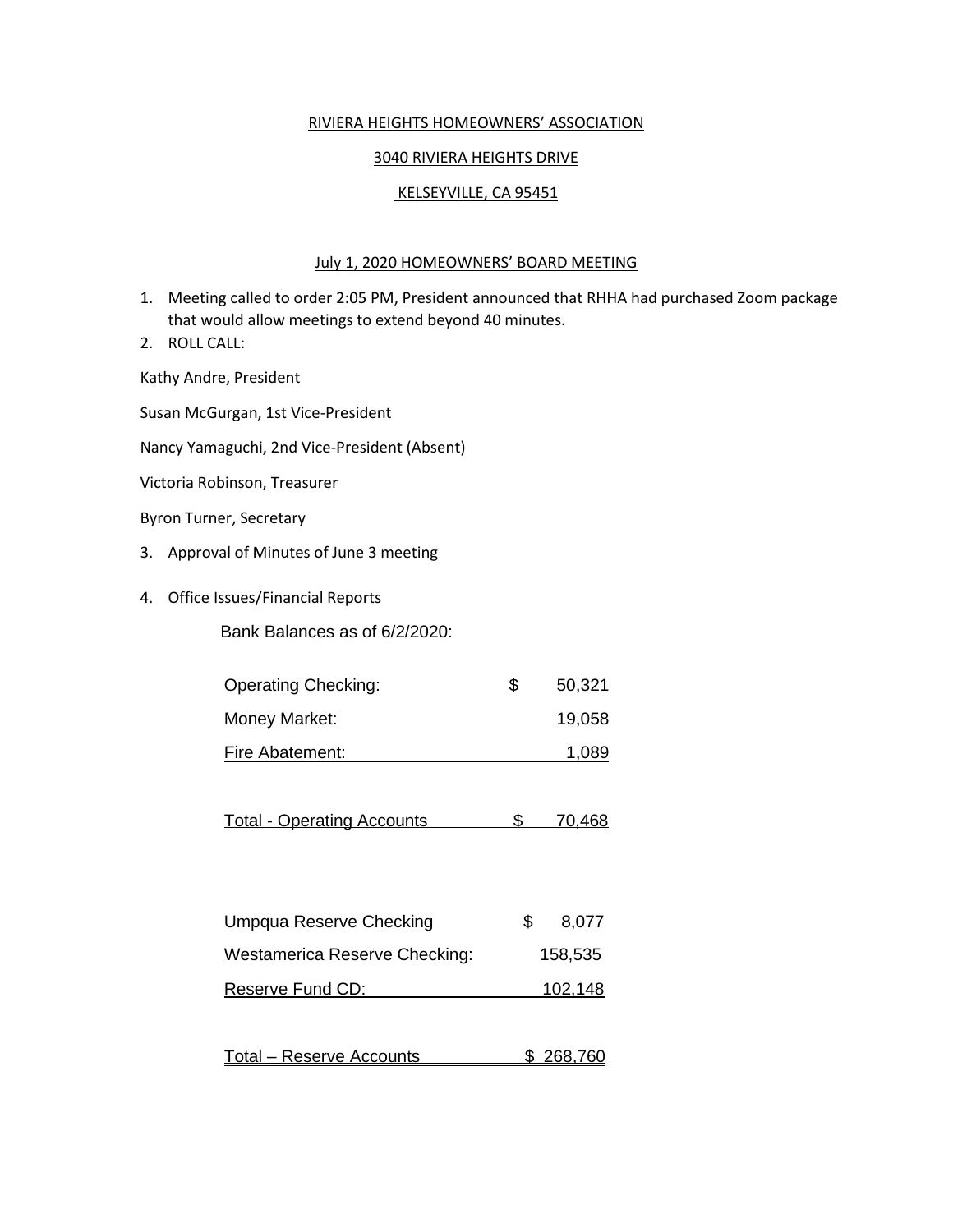RIVIERA HEIGHTS HOMEOWNERS' ASSOCIATION

3040 RIVIERA HEIGHTS DRIVE

KELSEYVILLE, CA 95451

## July 1, 2020 HOMEOWNERS' BOARD MEETING

1. Meeting called to order 2:05 PM, President announced that RHHA had purchased Zoom package that would allow meetings to extend beyond 40 minutes.
2. ROLL CALL:

Kathy Andre, President

Susan McGurgan, 1st Vice-President

Nancy Yamaguchi, 2nd Vice-President (Absent)

Victoria Robinson, Treasurer

Byron Turner, Secretary

3. Approval of Minutes of June 3 meeting
4. Office Issues/Financial Reports

Bank Balances as of 6/2/2020:

| Account | Amount |
|---|---|
| Operating Checking: | $ 50,321 |
| Money Market: | 19,058 |
| Fire Abatement: | 1,089 |
| Total - Operating Accounts | $ 70,468 |

| Account | Amount |
|---|---|
| Umpqua Reserve Checking | $ 8,077 |
| Westamerica Reserve Checking: | 158,535 |
| Reserve Fund CD: | 102,148 |
| Total – Reserve Accounts | $ 268,760 |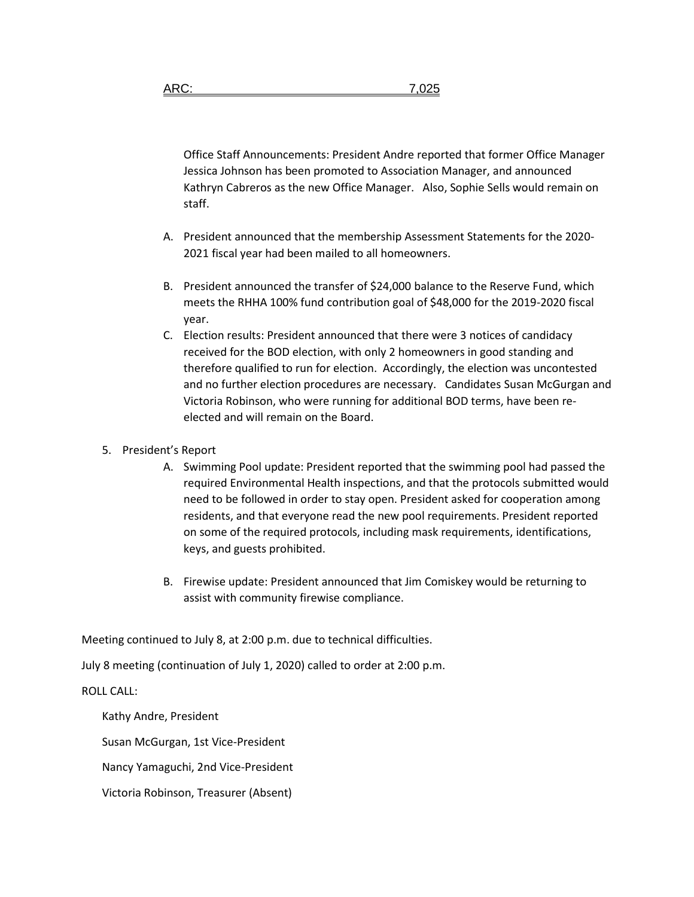ARC: 7,025

Office Staff Announcements: President Andre reported that former Office Manager Jessica Johnson has been promoted to Association Manager, and announced Kathryn Cabreros as the new Office Manager. Also, Sophie Sells would remain on staff.

A. President announced that the membership Assessment Statements for the 2020-2021 fiscal year had been mailed to all homeowners.

B. President announced the transfer of $24,000 balance to the Reserve Fund, which meets the RHHA 100% fund contribution goal of $48,000 for the 2019-2020 fiscal year.

C. Election results: President announced that there were 3 notices of candidacy received for the BOD election, with only 2 homeowners in good standing and therefore qualified to run for election. Accordingly, the election was uncontested and no further election procedures are necessary. Candidates Susan McGurgan and Victoria Robinson, who were running for additional BOD terms, have been re-elected and will remain on the Board.

5. President's Report

   A. Swimming Pool update: President reported that the swimming pool had passed the required Environmental Health inspections, and that the protocols submitted would need to be followed in order to stay open. President asked for cooperation among residents, and that everyone read the new pool requirements. President reported on some of the required protocols, including mask requirements, identifications, keys, and guests prohibited.

   B. Firewise update: President announced that Jim Comiskey would be returning to assist with community firewise compliance.

Meeting continued to July 8, at 2:00 p.m. due to technical difficulties.

July 8 meeting (continuation of July 1, 2020) called to order at 2:00 p.m.

ROLL CALL:

Kathy Andre, President

Susan McGurgan, 1st Vice-President

Nancy Yamaguchi, 2nd Vice-President

Victoria Robinson, Treasurer (Absent)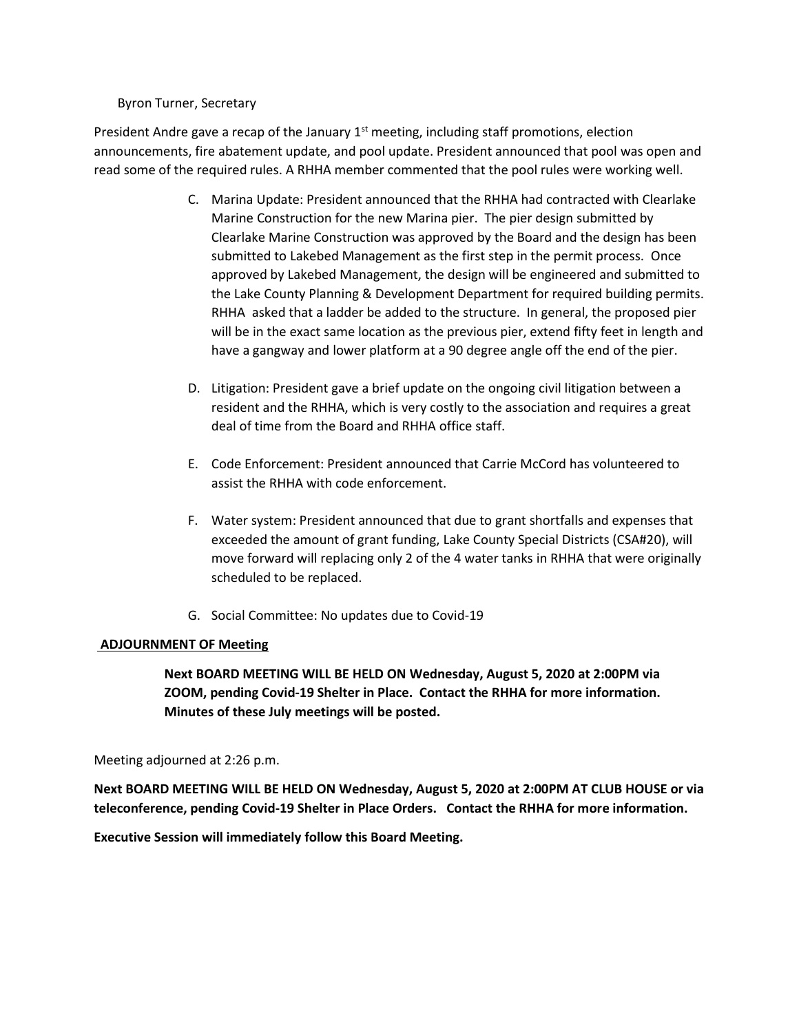Byron Turner, Secretary

President Andre gave a recap of the January 1st meeting, including staff promotions, election announcements, fire abatement update, and pool update. President announced that pool was open and read some of the required rules. A RHHA member commented that the pool rules were working well.

C. Marina Update: President announced that the RHHA had contracted with Clearlake Marine Construction for the new Marina pier. The pier design submitted by Clearlake Marine Construction was approved by the Board and the design has been submitted to Lakebed Management as the first step in the permit process. Once approved by Lakebed Management, the design will be engineered and submitted to the Lake County Planning & Development Department for required building permits. RHHA asked that a ladder be added to the structure. In general, the proposed pier will be in the exact same location as the previous pier, extend fifty feet in length and have a gangway and lower platform at a 90 degree angle off the end of the pier.

D. Litigation: President gave a brief update on the ongoing civil litigation between a resident and the RHHA, which is very costly to the association and requires a great deal of time from the Board and RHHA office staff.

E. Code Enforcement: President announced that Carrie McCord has volunteered to assist the RHHA with code enforcement.

F. Water system: President announced that due to grant shortfalls and expenses that exceeded the amount of grant funding, Lake County Special Districts (CSA#20), will move forward will replacing only 2 of the 4 water tanks in RHHA that were originally scheduled to be replaced.

G. Social Committee: No updates due to Covid-19

**ADJOURNMENT OF Meeting**

**Next BOARD MEETING WILL BE HELD ON Wednesday, August 5, 2020 at 2:00PM via ZOOM, pending Covid-19 Shelter in Place. Contact the RHHA for more information. Minutes of these July meetings will be posted.**

Meeting adjourned at 2:26 p.m.

**Next BOARD MEETING WILL BE HELD ON Wednesday, August 5, 2020 at 2:00PM AT CLUB HOUSE or via teleconference, pending Covid-19 Shelter in Place Orders. Contact the RHHA for more information.**

**Executive Session will immediately follow this Board Meeting.**